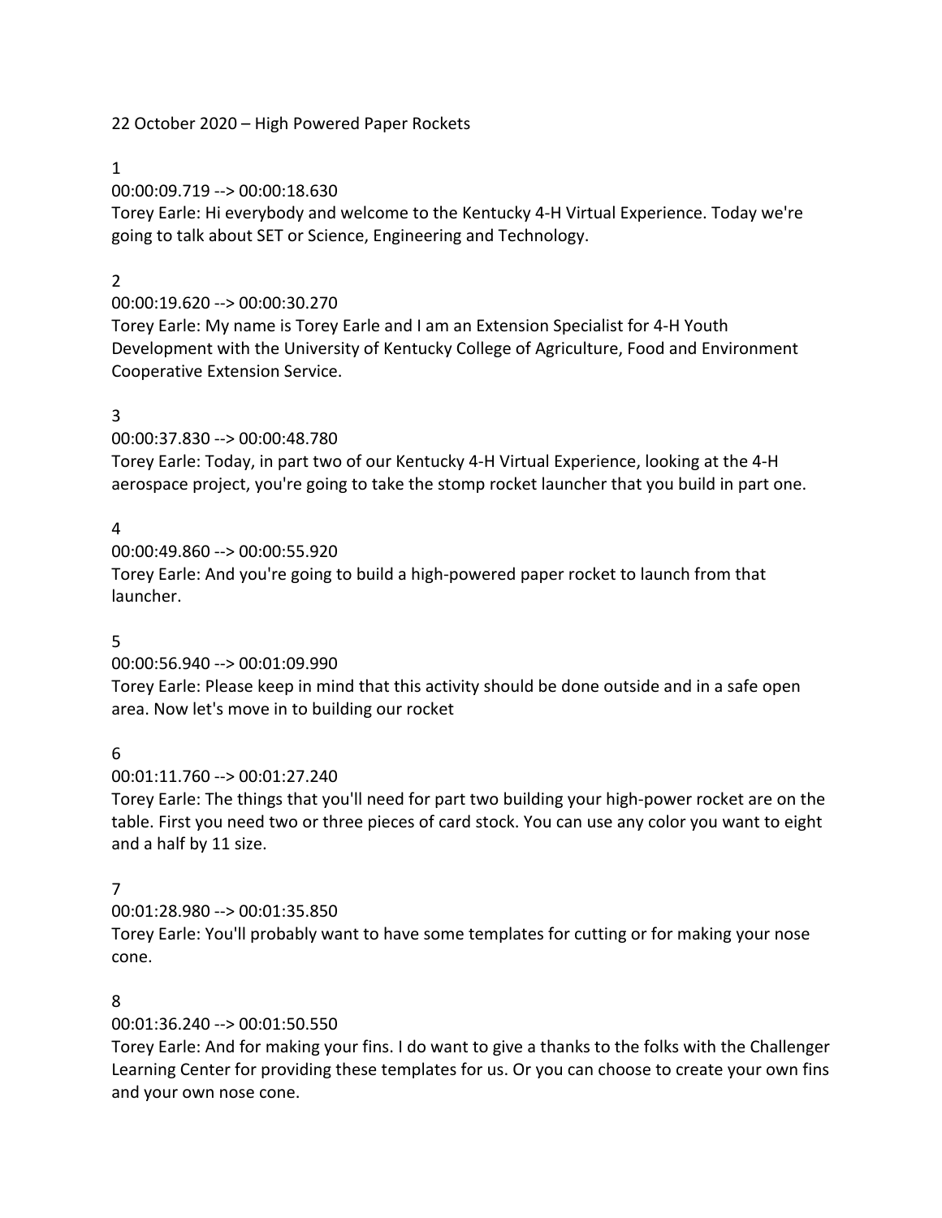22 October 2020 – High Powered Paper Rockets

1
00:00:09.719 --> 00:00:18.630
Torey Earle: Hi everybody and welcome to the Kentucky 4-H Virtual Experience. Today we're going to talk about SET or Science, Engineering and Technology.

2
00:00:19.620 --> 00:00:30.270
Torey Earle: My name is Torey Earle and I am an Extension Specialist for 4-H Youth Development with the University of Kentucky College of Agriculture, Food and Environment Cooperative Extension Service.

3
00:00:37.830 --> 00:00:48.780
Torey Earle: Today, in part two of our Kentucky 4-H Virtual Experience, looking at the 4-H aerospace project, you're going to take the stomp rocket launcher that you build in part one.

4
00:00:49.860 --> 00:00:55.920
Torey Earle: And you're going to build a high-powered paper rocket to launch from that launcher.

5
00:00:56.940 --> 00:01:09.990
Torey Earle: Please keep in mind that this activity should be done outside and in a safe open area. Now let's move in to building our rocket

6
00:01:11.760 --> 00:01:27.240
Torey Earle: The things that you'll need for part two building your high-power rocket are on the table. First you need two or three pieces of card stock. You can use any color you want to eight and a half by 11 size.

7
00:01:28.980 --> 00:01:35.850
Torey Earle: You'll probably want to have some templates for cutting or for making your nose cone.

8
00:01:36.240 --> 00:01:50.550
Torey Earle: And for making your fins. I do want to give a thanks to the folks with the Challenger Learning Center for providing these templates for us. Or you can choose to create your own fins and your own nose cone.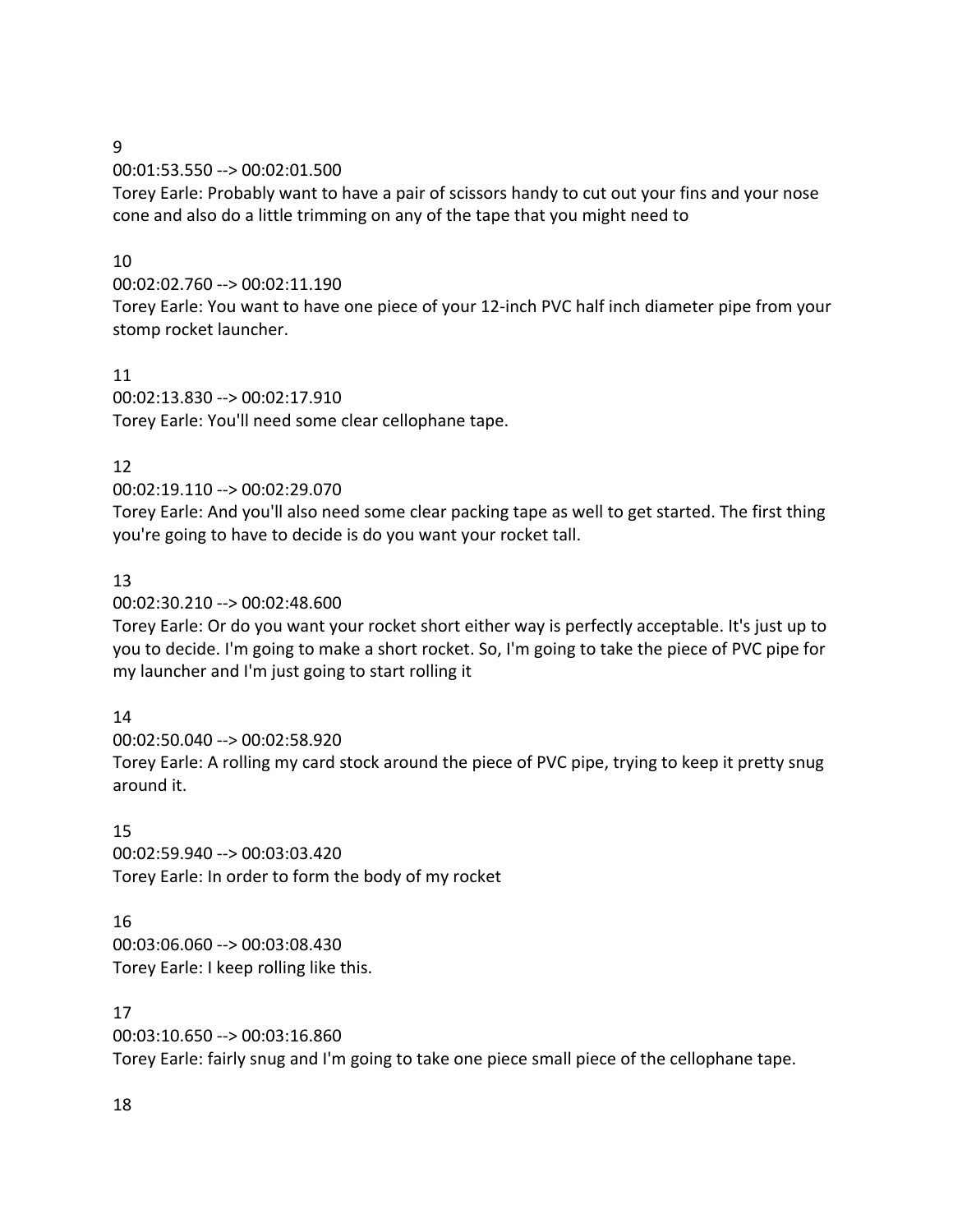9

00:01:53.550 --> 00:02:01.500

Torey Earle: Probably want to have a pair of scissors handy to cut out your fins and your nose cone and also do a little trimming on any of the tape that you might need to

10

00:02:02.760 --> 00:02:11.190

Torey Earle: You want to have one piece of your 12-inch PVC half inch diameter pipe from your stomp rocket launcher.

11

00:02:13.830 --> 00:02:17.910

Torey Earle: You'll need some clear cellophane tape.

12

00:02:19.110 --> 00:02:29.070

Torey Earle: And you'll also need some clear packing tape as well to get started. The first thing you're going to have to decide is do you want your rocket tall.

13

00:02:30.210 --> 00:02:48.600

Torey Earle: Or do you want your rocket short either way is perfectly acceptable. It's just up to you to decide. I'm going to make a short rocket. So, I'm going to take the piece of PVC pipe for my launcher and I'm just going to start rolling it

14

00:02:50.040 --> 00:02:58.920

Torey Earle: A rolling my card stock around the piece of PVC pipe, trying to keep it pretty snug around it.

15

00:02:59.940 --> 00:03:03.420

Torey Earle: In order to form the body of my rocket

16

00:03:06.060 --> 00:03:08.430

Torey Earle: I keep rolling like this.

17

00:03:10.650 --> 00:03:16.860

Torey Earle: fairly snug and I'm going to take one piece small piece of the cellophane tape.

18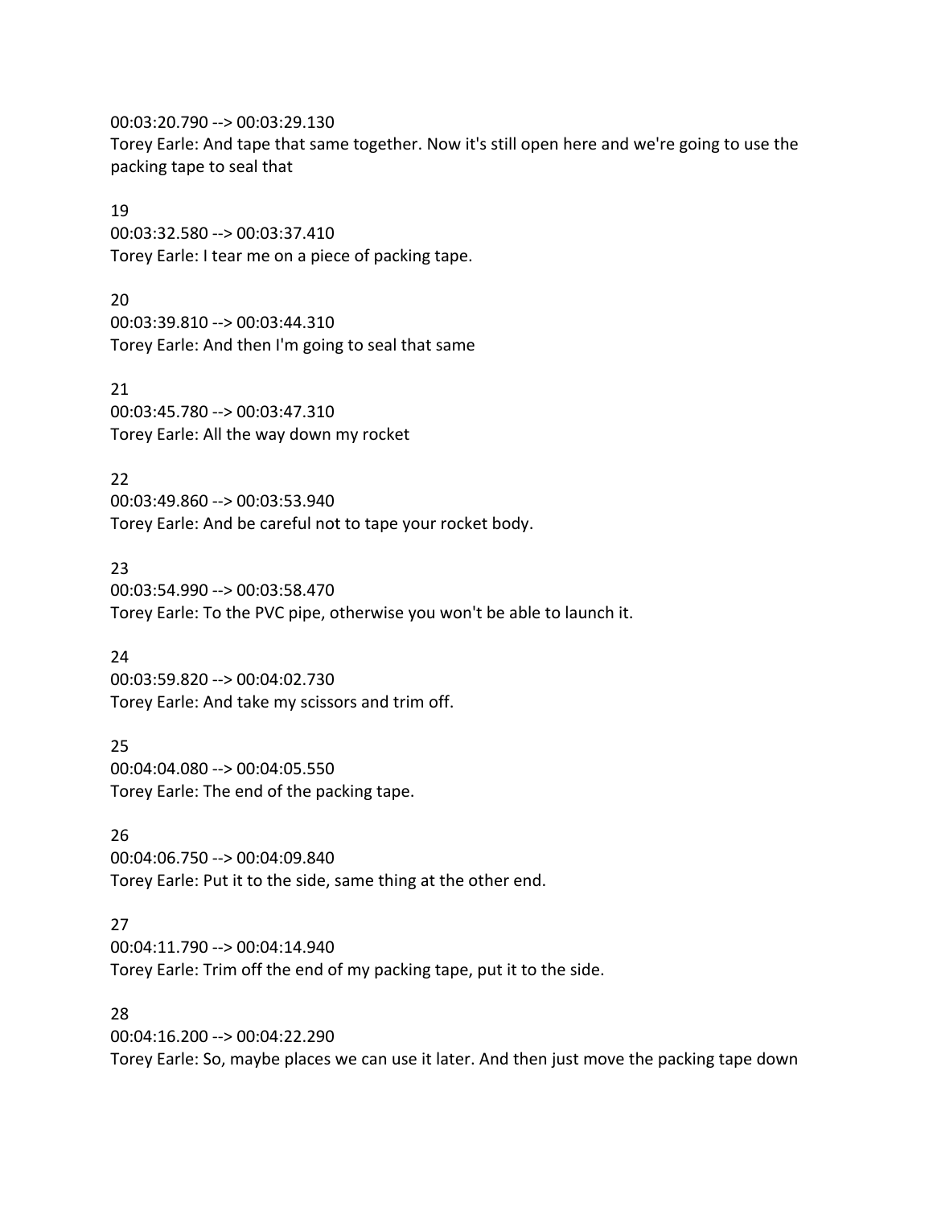00:03:20.790 --> 00:03:29.130
Torey Earle: And tape that same together. Now it's still open here and we're going to use the packing tape to seal that

19
00:03:32.580 --> 00:03:37.410
Torey Earle: I tear me on a piece of packing tape.

20
00:03:39.810 --> 00:03:44.310
Torey Earle: And then I'm going to seal that same

21
00:03:45.780 --> 00:03:47.310
Torey Earle: All the way down my rocket

22
00:03:49.860 --> 00:03:53.940
Torey Earle: And be careful not to tape your rocket body.

23
00:03:54.990 --> 00:03:58.470
Torey Earle: To the PVC pipe, otherwise you won't be able to launch it.

24
00:03:59.820 --> 00:04:02.730
Torey Earle: And take my scissors and trim off.

25
00:04:04.080 --> 00:04:05.550
Torey Earle: The end of the packing tape.

26
00:04:06.750 --> 00:04:09.840
Torey Earle: Put it to the side, same thing at the other end.

27
00:04:11.790 --> 00:04:14.940
Torey Earle: Trim off the end of my packing tape, put it to the side.

28
00:04:16.200 --> 00:04:22.290
Torey Earle: So, maybe places we can use it later. And then just move the packing tape down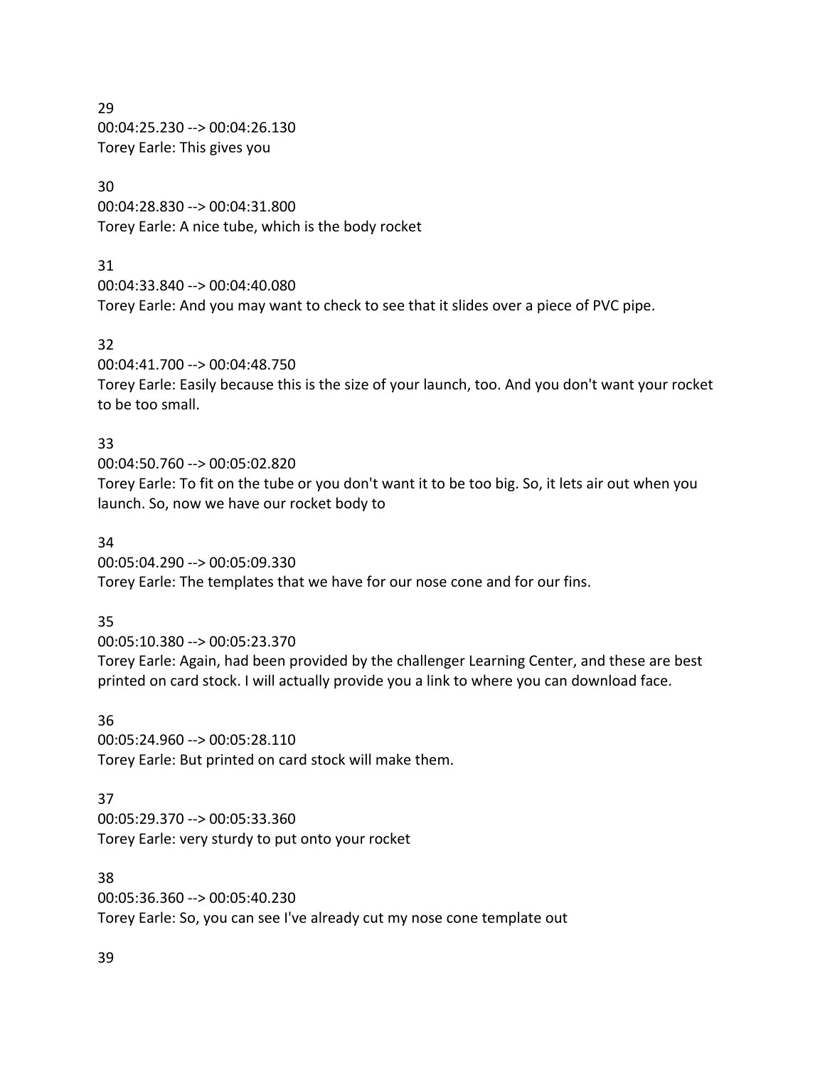29
00:04:25.230 --> 00:04:26.130
Torey Earle: This gives you

30
00:04:28.830 --> 00:04:31.800
Torey Earle: A nice tube, which is the body rocket

31
00:04:33.840 --> 00:04:40.080
Torey Earle: And you may want to check to see that it slides over a piece of PVC pipe.

32
00:04:41.700 --> 00:04:48.750
Torey Earle: Easily because this is the size of your launch, too. And you don't want your rocket to be too small.

33
00:04:50.760 --> 00:05:02.820
Torey Earle: To fit on the tube or you don't want it to be too big. So, it lets air out when you launch. So, now we have our rocket body to

34
00:05:04.290 --> 00:05:09.330
Torey Earle: The templates that we have for our nose cone and for our fins.

35
00:05:10.380 --> 00:05:23.370
Torey Earle: Again, had been provided by the challenger Learning Center, and these are best printed on card stock. I will actually provide you a link to where you can download face.

36
00:05:24.960 --> 00:05:28.110
Torey Earle: But printed on card stock will make them.

37
00:05:29.370 --> 00:05:33.360
Torey Earle: very sturdy to put onto your rocket

38
00:05:36.360 --> 00:05:40.230
Torey Earle: So, you can see I've already cut my nose cone template out

39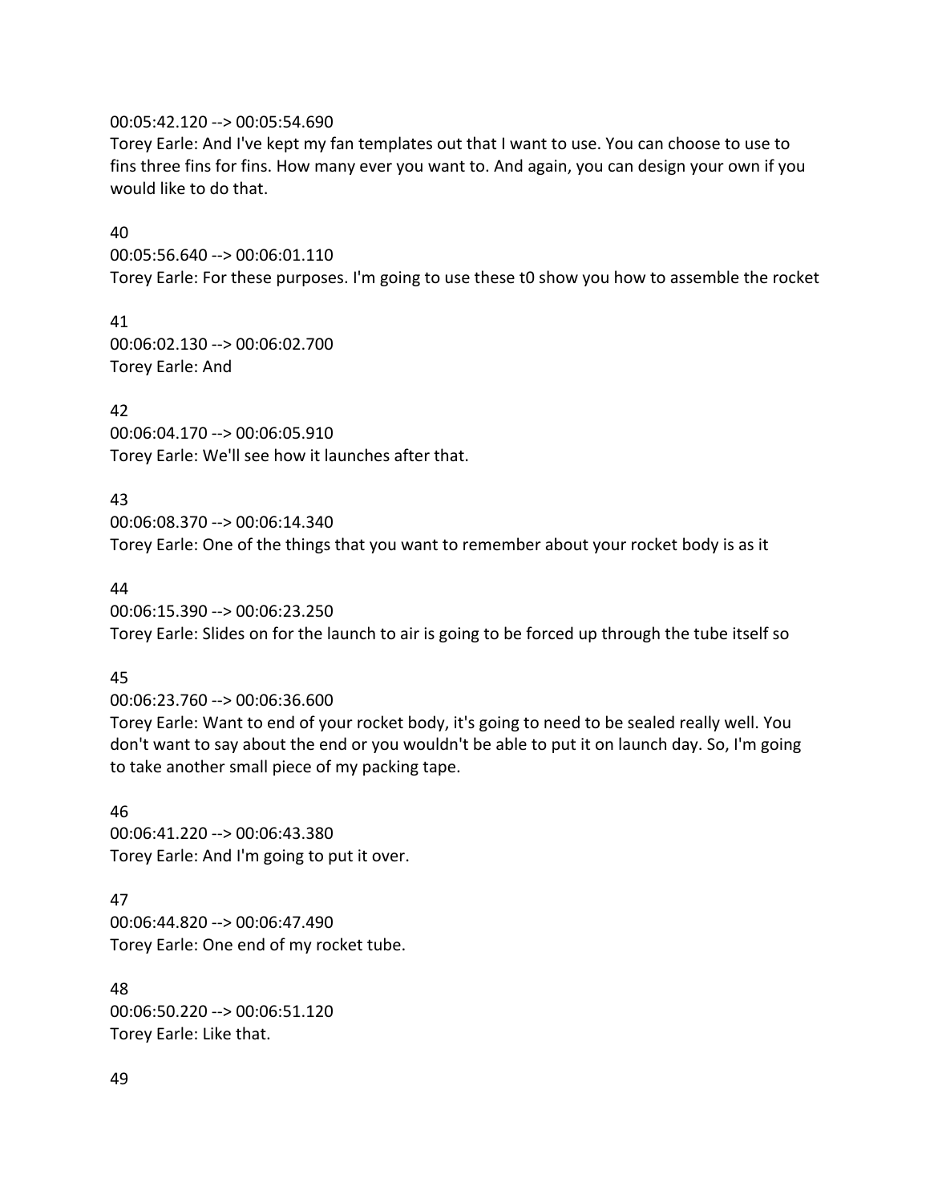00:05:42.120 --> 00:05:54.690
Torey Earle: And I've kept my fan templates out that I want to use. You can choose to use to fins three fins for fins. How many ever you want to. And again, you can design your own if you would like to do that.

40
00:05:56.640 --> 00:06:01.110
Torey Earle: For these purposes. I'm going to use these t0 show you how to assemble the rocket

41
00:06:02.130 --> 00:06:02.700
Torey Earle: And

42
00:06:04.170 --> 00:06:05.910
Torey Earle: We'll see how it launches after that.

43
00:06:08.370 --> 00:06:14.340
Torey Earle: One of the things that you want to remember about your rocket body is as it

44
00:06:15.390 --> 00:06:23.250
Torey Earle: Slides on for the launch to air is going to be forced up through the tube itself so

45
00:06:23.760 --> 00:06:36.600
Torey Earle: Want to end of your rocket body, it's going to need to be sealed really well. You don't want to say about the end or you wouldn't be able to put it on launch day. So, I'm going to take another small piece of my packing tape.

46
00:06:41.220 --> 00:06:43.380
Torey Earle: And I'm going to put it over.

47
00:06:44.820 --> 00:06:47.490
Torey Earle: One end of my rocket tube.

48
00:06:50.220 --> 00:06:51.120
Torey Earle: Like that.

49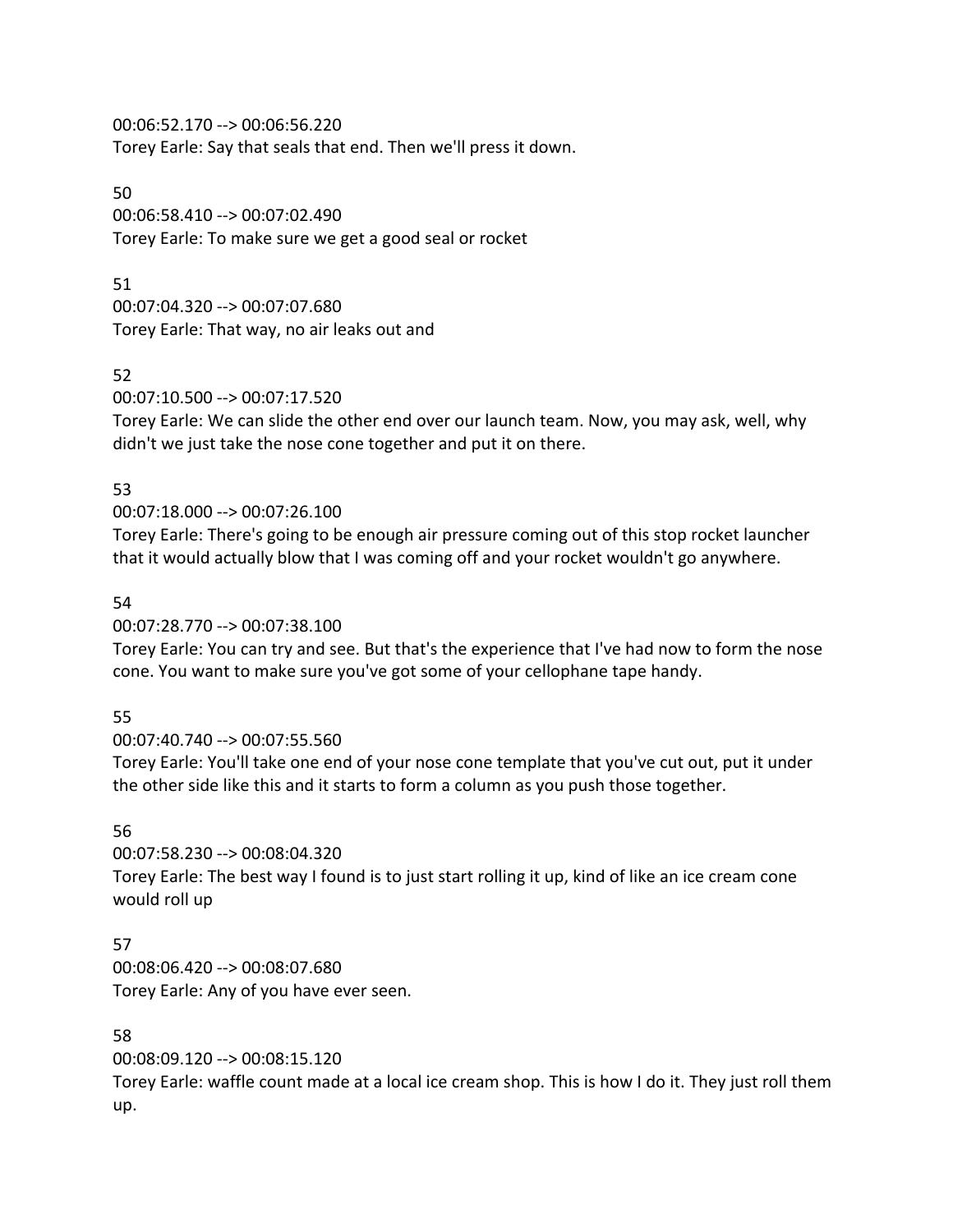00:06:52.170 --> 00:06:56.220
Torey Earle: Say that seals that end. Then we'll press it down.

50
00:06:58.410 --> 00:07:02.490
Torey Earle: To make sure we get a good seal or rocket

51
00:07:04.320 --> 00:07:07.680
Torey Earle: That way, no air leaks out and

52
00:07:10.500 --> 00:07:17.520
Torey Earle: We can slide the other end over our launch team. Now, you may ask, well, why didn't we just take the nose cone together and put it on there.

53
00:07:18.000 --> 00:07:26.100
Torey Earle: There's going to be enough air pressure coming out of this stop rocket launcher that it would actually blow that I was coming off and your rocket wouldn't go anywhere.

54
00:07:28.770 --> 00:07:38.100
Torey Earle: You can try and see. But that's the experience that I've had now to form the nose cone. You want to make sure you've got some of your cellophane tape handy.

55
00:07:40.740 --> 00:07:55.560
Torey Earle: You'll take one end of your nose cone template that you've cut out, put it under the other side like this and it starts to form a column as you push those together.

56
00:07:58.230 --> 00:08:04.320
Torey Earle: The best way I found is to just start rolling it up, kind of like an ice cream cone would roll up

57
00:08:06.420 --> 00:08:07.680
Torey Earle: Any of you have ever seen.

58
00:08:09.120 --> 00:08:15.120
Torey Earle: waffle count made at a local ice cream shop. This is how I do it. They just roll them up.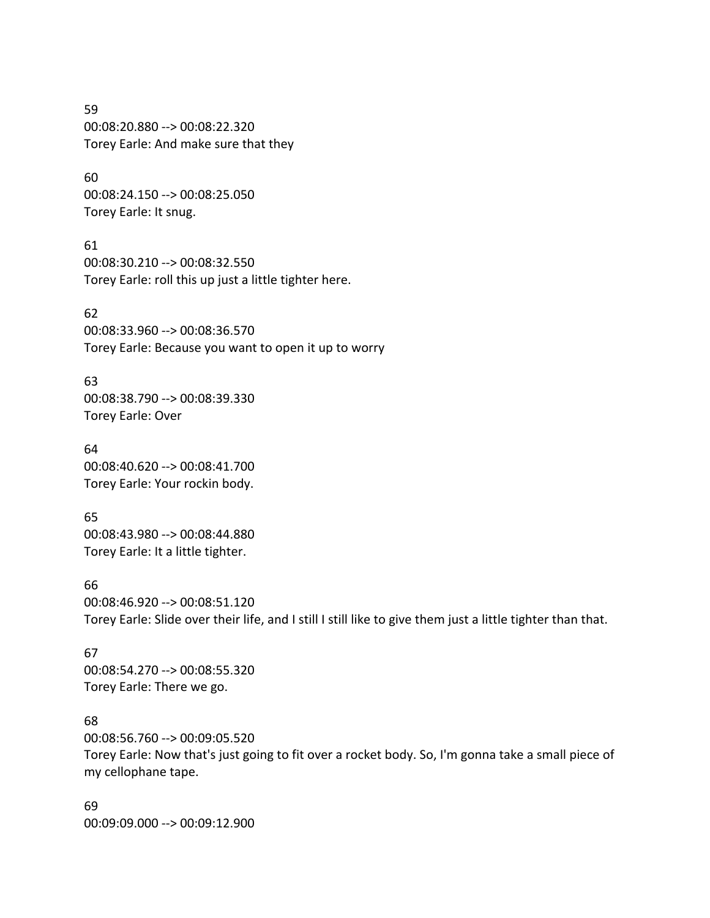59
00:08:20.880 --> 00:08:22.320
Torey Earle: And make sure that they

60
00:08:24.150 --> 00:08:25.050
Torey Earle: It snug.

61
00:08:30.210 --> 00:08:32.550
Torey Earle: roll this up just a little tighter here.

62
00:08:33.960 --> 00:08:36.570
Torey Earle: Because you want to open it up to worry

63
00:08:38.790 --> 00:08:39.330
Torey Earle: Over

64
00:08:40.620 --> 00:08:41.700
Torey Earle: Your rockin body.

65
00:08:43.980 --> 00:08:44.880
Torey Earle: It a little tighter.

66
00:08:46.920 --> 00:08:51.120
Torey Earle: Slide over their life, and I still I still like to give them just a little tighter than that.

67
00:08:54.270 --> 00:08:55.320
Torey Earle: There we go.

68
00:08:56.760 --> 00:09:05.520
Torey Earle: Now that's just going to fit over a rocket body. So, I'm gonna take a small piece of my cellophane tape.

69
00:09:09.000 --> 00:09:12.900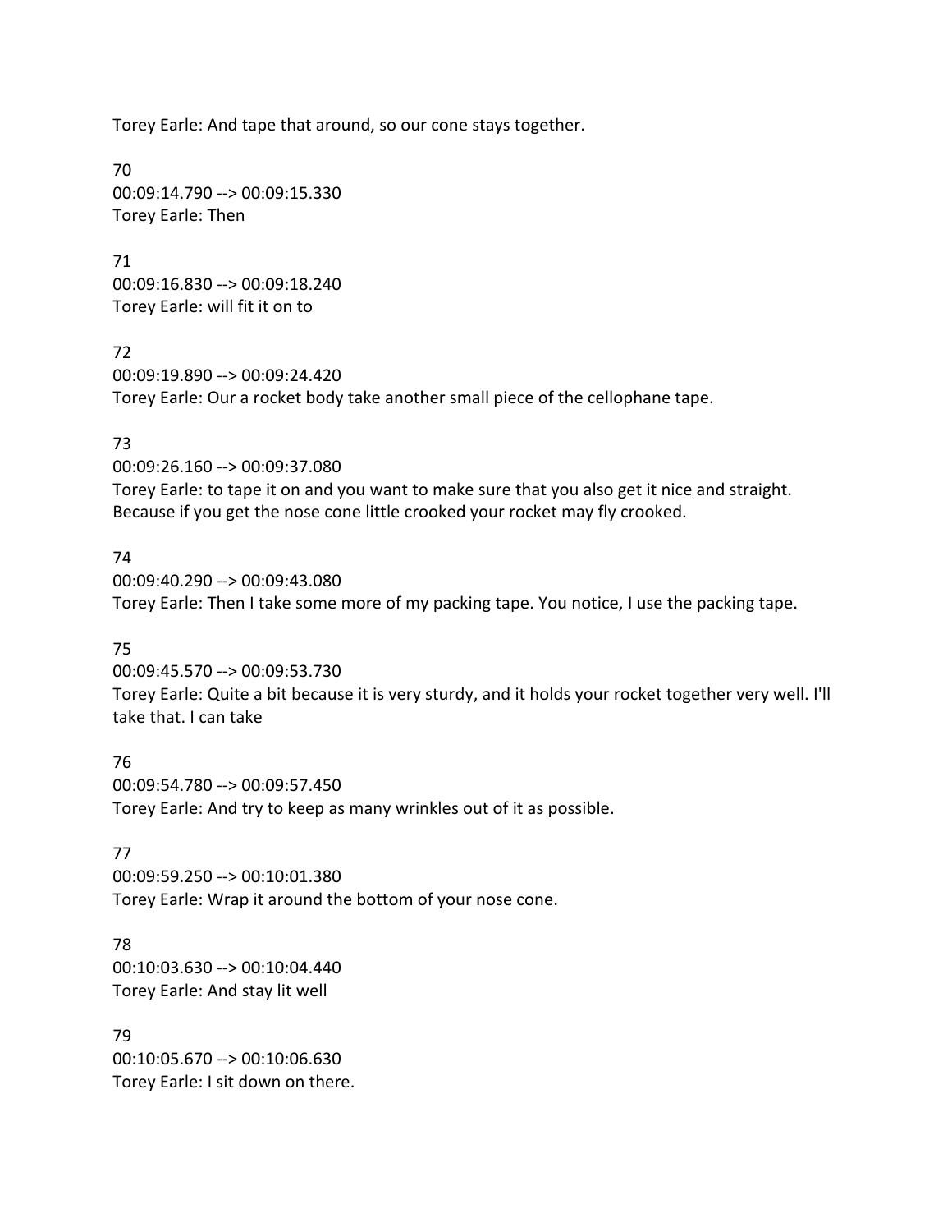Torey Earle: And tape that around, so our cone stays together.

70
00:09:14.790 --> 00:09:15.330
Torey Earle: Then

71
00:09:16.830 --> 00:09:18.240
Torey Earle: will fit it on to

72
00:09:19.890 --> 00:09:24.420
Torey Earle: Our a rocket body take another small piece of the cellophane tape.

73
00:09:26.160 --> 00:09:37.080
Torey Earle: to tape it on and you want to make sure that you also get it nice and straight. Because if you get the nose cone little crooked your rocket may fly crooked.

74
00:09:40.290 --> 00:09:43.080
Torey Earle: Then I take some more of my packing tape. You notice, I use the packing tape.

75
00:09:45.570 --> 00:09:53.730
Torey Earle: Quite a bit because it is very sturdy, and it holds your rocket together very well. I'll take that. I can take

76
00:09:54.780 --> 00:09:57.450
Torey Earle: And try to keep as many wrinkles out of it as possible.

77
00:09:59.250 --> 00:10:01.380
Torey Earle: Wrap it around the bottom of your nose cone.

78
00:10:03.630 --> 00:10:04.440
Torey Earle: And stay lit well

79
00:10:05.670 --> 00:10:06.630
Torey Earle: I sit down on there.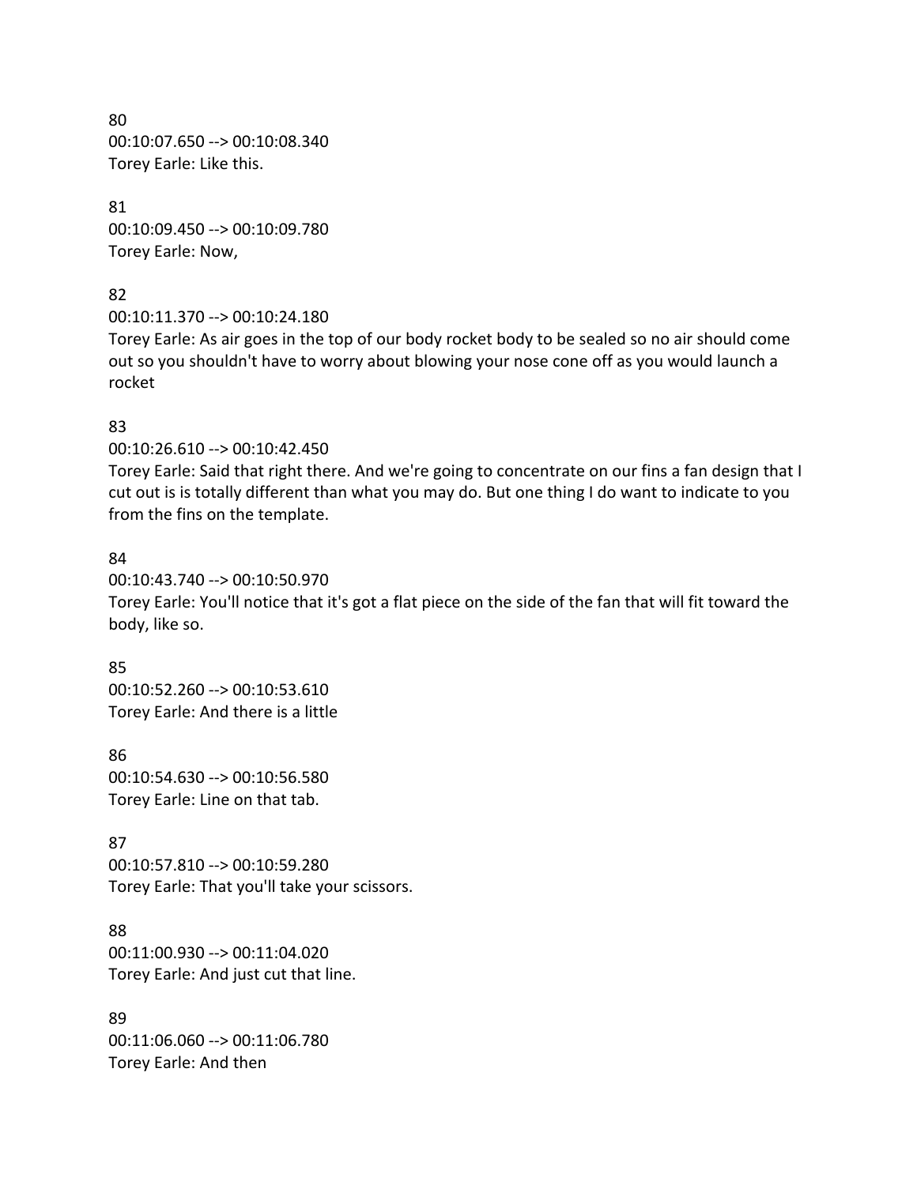80
00:10:07.650 --> 00:10:08.340
Torey Earle: Like this.

81
00:10:09.450 --> 00:10:09.780
Torey Earle: Now,

82
00:10:11.370 --> 00:10:24.180
Torey Earle: As air goes in the top of our body rocket body to be sealed so no air should come out so you shouldn't have to worry about blowing your nose cone off as you would launch a rocket

83
00:10:26.610 --> 00:10:42.450
Torey Earle: Said that right there. And we're going to concentrate on our fins a fan design that I cut out is is totally different than what you may do. But one thing I do want to indicate to you from the fins on the template.

84
00:10:43.740 --> 00:10:50.970
Torey Earle: You'll notice that it's got a flat piece on the side of the fan that will fit toward the body, like so.

85
00:10:52.260 --> 00:10:53.610
Torey Earle: And there is a little

86
00:10:54.630 --> 00:10:56.580
Torey Earle: Line on that tab.

87
00:10:57.810 --> 00:10:59.280
Torey Earle: That you'll take your scissors.

88
00:11:00.930 --> 00:11:04.020
Torey Earle: And just cut that line.

89
00:11:06.060 --> 00:11:06.780
Torey Earle: And then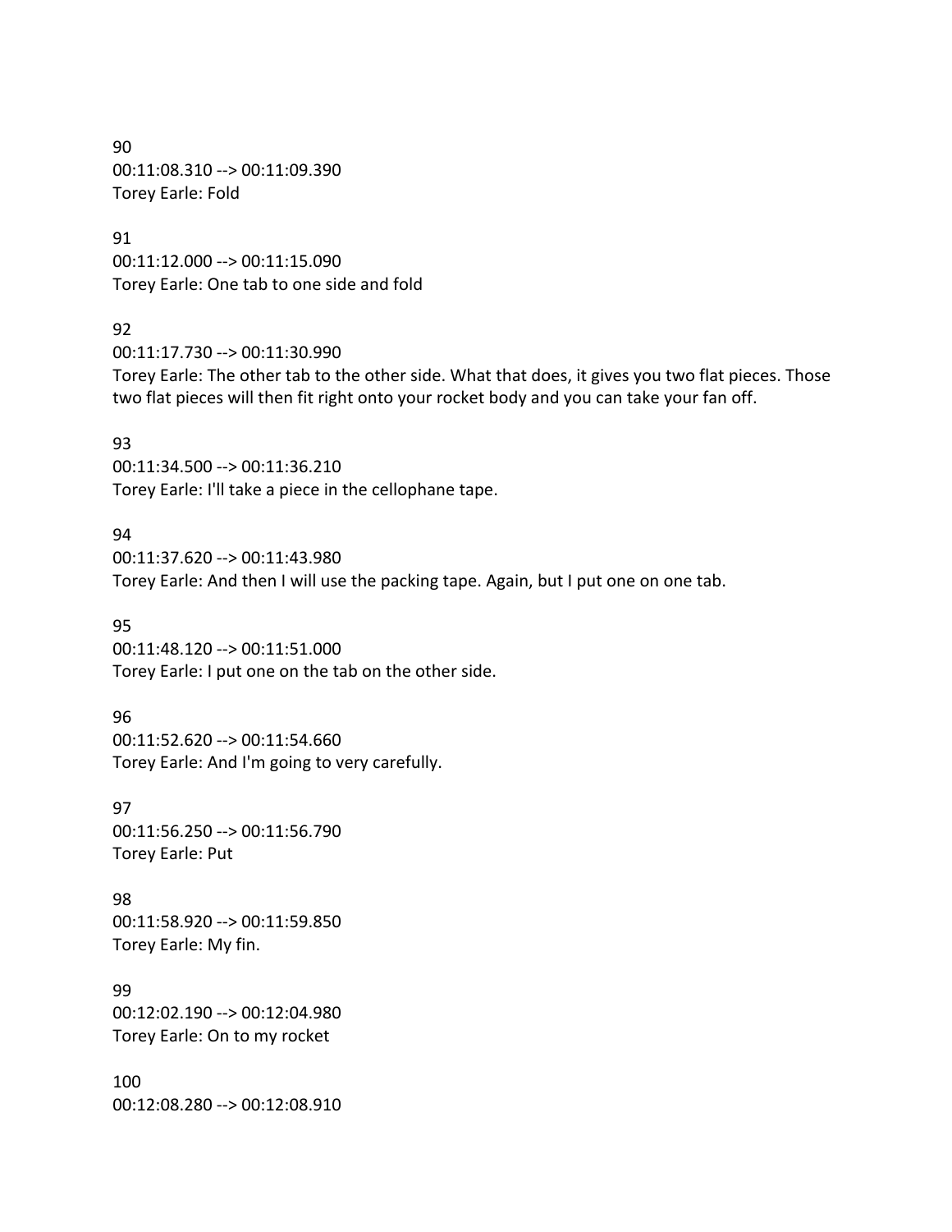90
00:11:08.310 --> 00:11:09.390
Torey Earle: Fold

91
00:11:12.000 --> 00:11:15.090
Torey Earle: One tab to one side and fold

92
00:11:17.730 --> 00:11:30.990
Torey Earle: The other tab to the other side. What that does, it gives you two flat pieces. Those two flat pieces will then fit right onto your rocket body and you can take your fan off.

93
00:11:34.500 --> 00:11:36.210
Torey Earle: I'll take a piece in the cellophane tape.

94
00:11:37.620 --> 00:11:43.980
Torey Earle: And then I will use the packing tape. Again, but I put one on one tab.

95
00:11:48.120 --> 00:11:51.000
Torey Earle: I put one on the tab on the other side.

96
00:11:52.620 --> 00:11:54.660
Torey Earle: And I'm going to very carefully.

97
00:11:56.250 --> 00:11:56.790
Torey Earle: Put

98
00:11:58.920 --> 00:11:59.850
Torey Earle: My fin.

99
00:12:02.190 --> 00:12:04.980
Torey Earle: On to my rocket

100
00:12:08.280 --> 00:12:08.910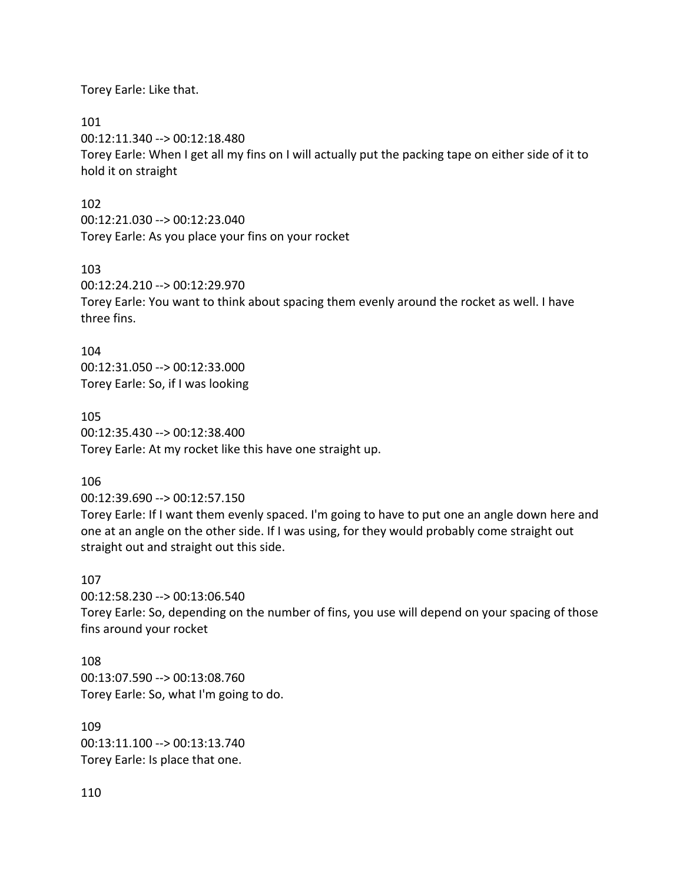Torey Earle: Like that.

101
00:12:11.340 --> 00:12:18.480
Torey Earle: When I get all my fins on I will actually put the packing tape on either side of it to hold it on straight

102
00:12:21.030 --> 00:12:23.040
Torey Earle: As you place your fins on your rocket

103
00:12:24.210 --> 00:12:29.970
Torey Earle: You want to think about spacing them evenly around the rocket as well. I have three fins.

104
00:12:31.050 --> 00:12:33.000
Torey Earle: So, if I was looking

105
00:12:35.430 --> 00:12:38.400
Torey Earle: At my rocket like this have one straight up.

106
00:12:39.690 --> 00:12:57.150
Torey Earle: If I want them evenly spaced. I'm going to have to put one an angle down here and one at an angle on the other side. If I was using, for they would probably come straight out straight out and straight out this side.

107
00:12:58.230 --> 00:13:06.540
Torey Earle: So, depending on the number of fins, you use will depend on your spacing of those fins around your rocket

108
00:13:07.590 --> 00:13:08.760
Torey Earle: So, what I'm going to do.

109
00:13:11.100 --> 00:13:13.740
Torey Earle: Is place that one.

110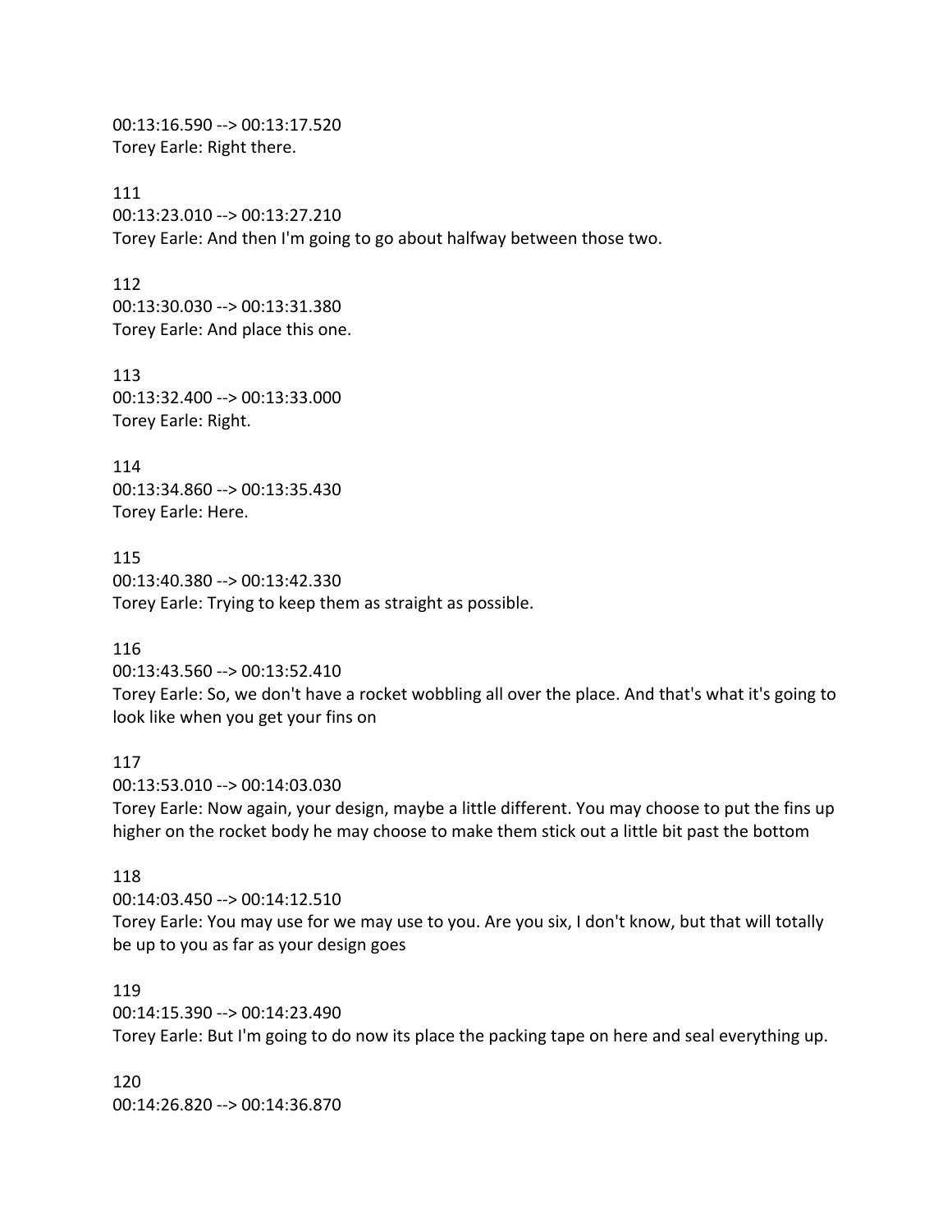00:13:16.590 --> 00:13:17.520
Torey Earle: Right there.

111
00:13:23.010 --> 00:13:27.210
Torey Earle: And then I'm going to go about halfway between those two.

112
00:13:30.030 --> 00:13:31.380
Torey Earle: And place this one.

113
00:13:32.400 --> 00:13:33.000
Torey Earle: Right.

114
00:13:34.860 --> 00:13:35.430
Torey Earle: Here.

115
00:13:40.380 --> 00:13:42.330
Torey Earle: Trying to keep them as straight as possible.

116
00:13:43.560 --> 00:13:52.410
Torey Earle: So, we don't have a rocket wobbling all over the place. And that's what it's going to look like when you get your fins on

117
00:13:53.010 --> 00:14:03.030
Torey Earle: Now again, your design, maybe a little different. You may choose to put the fins up higher on the rocket body he may choose to make them stick out a little bit past the bottom

118
00:14:03.450 --> 00:14:12.510
Torey Earle: You may use for we may use to you. Are you six, I don't know, but that will totally be up to you as far as your design goes

119
00:14:15.390 --> 00:14:23.490
Torey Earle: But I'm going to do now its place the packing tape on here and seal everything up.

120
00:14:26.820 --> 00:14:36.870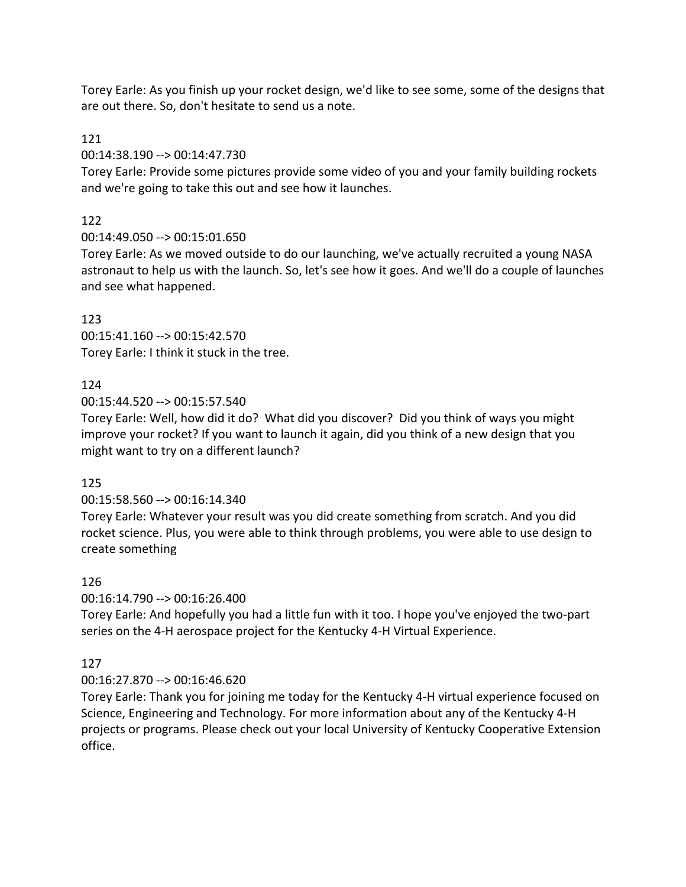Torey Earle: As you finish up your rocket design, we'd like to see some, some of the designs that are out there. So, don't hesitate to send us a note.

121

00:14:38.190 --> 00:14:47.730

Torey Earle: Provide some pictures provide some video of you and your family building rockets and we're going to take this out and see how it launches.

122

00:14:49.050 --> 00:15:01.650

Torey Earle: As we moved outside to do our launching, we've actually recruited a young NASA astronaut to help us with the launch. So, let's see how it goes. And we'll do a couple of launches and see what happened.

123

00:15:41.160 --> 00:15:42.570

Torey Earle: I think it stuck in the tree.

124

00:15:44.520 --> 00:15:57.540

Torey Earle: Well, how did it do? What did you discover? Did you think of ways you might improve your rocket? If you want to launch it again, did you think of a new design that you might want to try on a different launch?

125

00:15:58.560 --> 00:16:14.340

Torey Earle: Whatever your result was you did create something from scratch. And you did rocket science. Plus, you were able to think through problems, you were able to use design to create something

126

00:16:14.790 --> 00:16:26.400

Torey Earle: And hopefully you had a little fun with it too. I hope you've enjoyed the two-part series on the 4-H aerospace project for the Kentucky 4-H Virtual Experience.

127

00:16:27.870 --> 00:16:46.620

Torey Earle: Thank you for joining me today for the Kentucky 4-H virtual experience focused on Science, Engineering and Technology. For more information about any of the Kentucky 4-H projects or programs. Please check out your local University of Kentucky Cooperative Extension office.